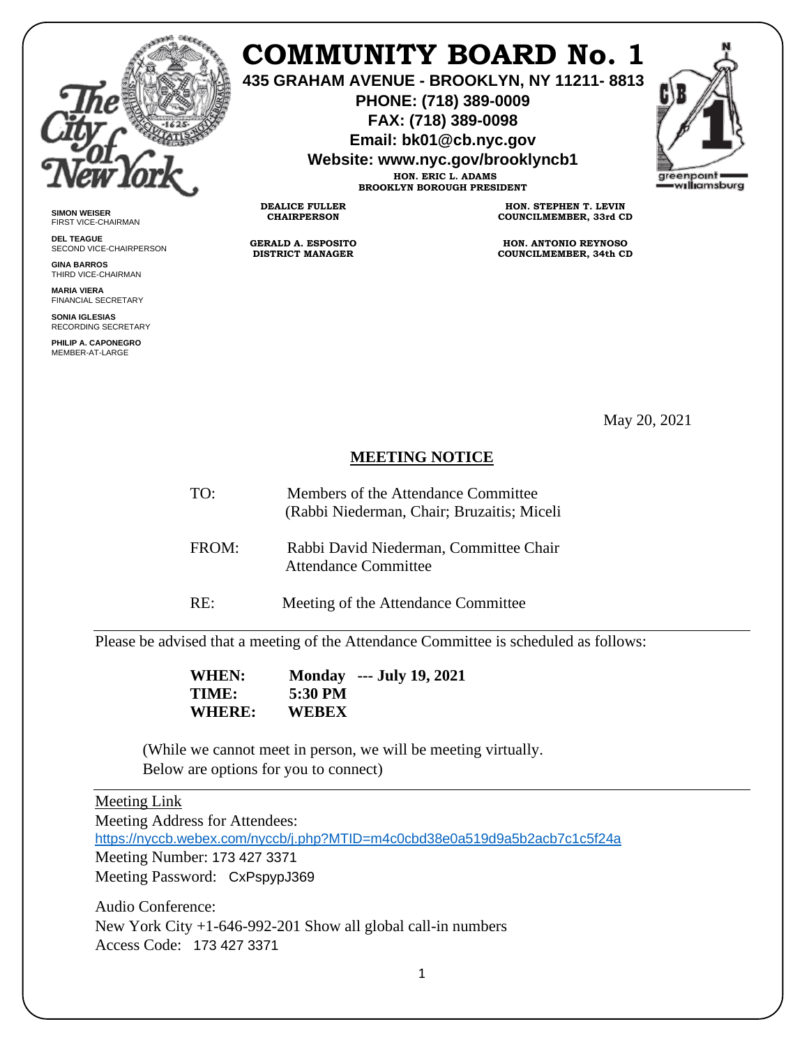# COMMUNITY BOARD No. 1

**435 GRAHAM AVENUE - BROOKLYN, NY 11211- 8813**
**PHONE: (718) 389-0009**
**FAX: (718) 389-0098**
**Email: bk01@cb.nyc.gov**
**Website: www.nyc.gov/brooklyncb1**

**HON. ERIC L. ADAMS**
**BROOKLYN BOROUGH PRESIDENT**

**DEALICE FULLER**
**CHAIRPERSON**

**GERALD A. ESPOSITO**
**DISTRICT MANAGER**

**HON. STEPHEN T. LEVIN**
**COUNCILMEMBER, 33rd CD**

**HON. ANTONIO REYNOSO**
**COUNCILMEMBER, 34th CD**

**SIMON WEISER**
FIRST VICE-CHAIRMAN

**DEL TEAGUE**
SECOND VICE-CHAIRPERSON

**GINA BARROS**
THIRD VICE-CHAIRMAN

**MARIA VIERA**
FINANCIAL SECRETARY

**SONIA IGLESIAS**
RECORDING SECRETARY

**PHILIP A. CAPONEGRO**
MEMBER-AT-LARGE

May 20, 2021

## MEETING NOTICE

TO: Members of the Attendance Committee
(Rabbi Niederman, Chair; Bruzaitis; Miceli

FROM: Rabbi David Niederman, Committee Chair
Attendance Committee

RE: Meeting of the Attendance Committee

Please be advised that a meeting of the Attendance Committee is scheduled as follows:

**WHEN:** **Monday --- July 19, 2021**
**TIME:** **5:30 PM**
**WHERE:** **WEBEX**

(While we cannot meet in person, we will be meeting virtually.
Below are options for you to connect)

Meeting Link
Meeting Address for Attendees:
https://nyccb.webex.com/nyccb/j.php?MTID=m4c0cbd38e0a519d9a5b2acb7c1c5f24a
Meeting Number: 173 427 3371
Meeting Password: CxPspypJ369

Audio Conference:
New York City +1-646-992-201 Show all global call-in numbers
Access Code: 173 427 3371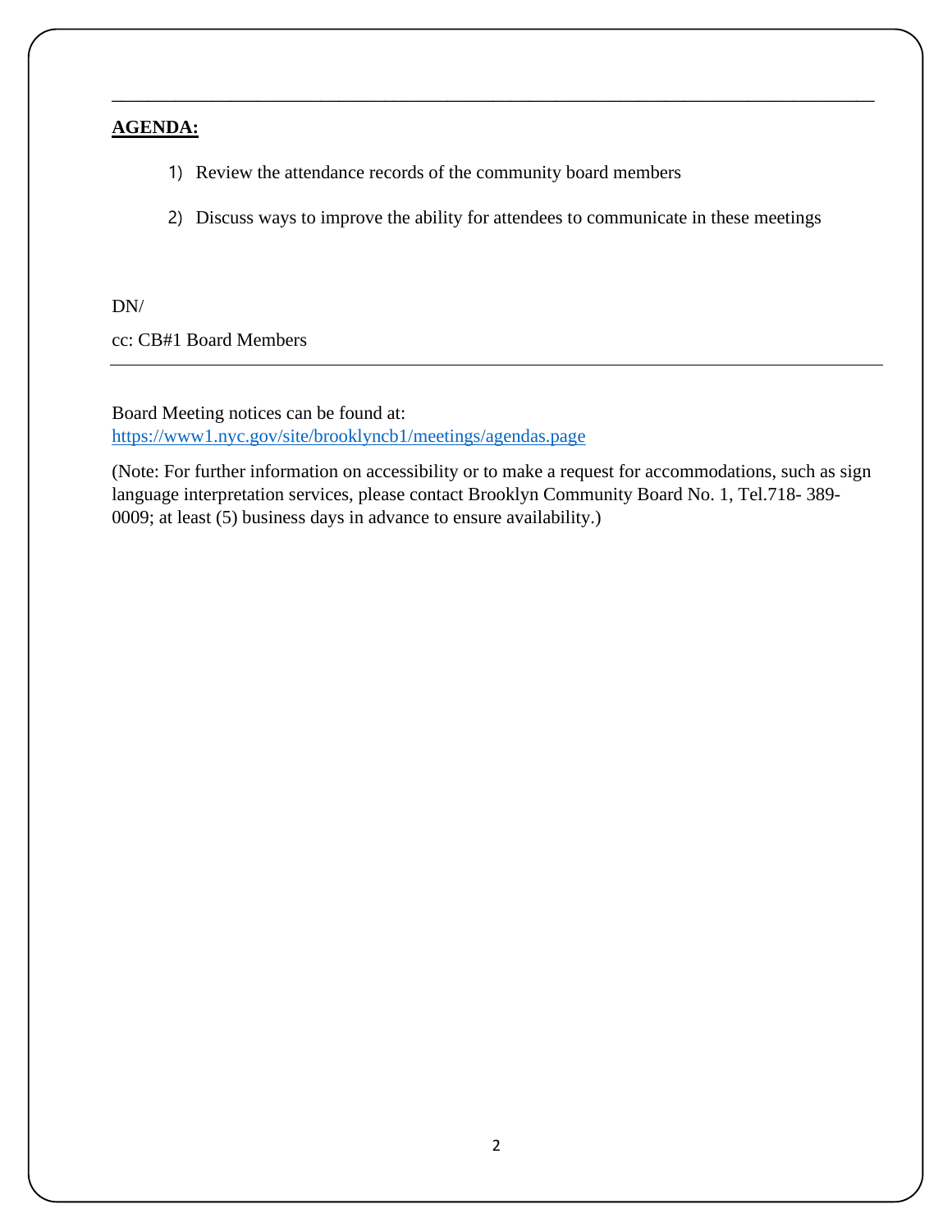---

**AGENDA:**

1) Review the attendance records of the community board members

2) Discuss ways to improve the ability for attendees to communicate in these meetings

DN/

cc: CB#1 Board Members

---

Board Meeting notices can be found at:
https://www1.nyc.gov/site/brooklyncb1/meetings/agendas.page

(Note: For further information on accessibility or to make a request for accommodations, such as sign language interpretation services, please contact Brooklyn Community Board No. 1, Tel.718- 389-0009; at least (5) business days in advance to ensure availability.)